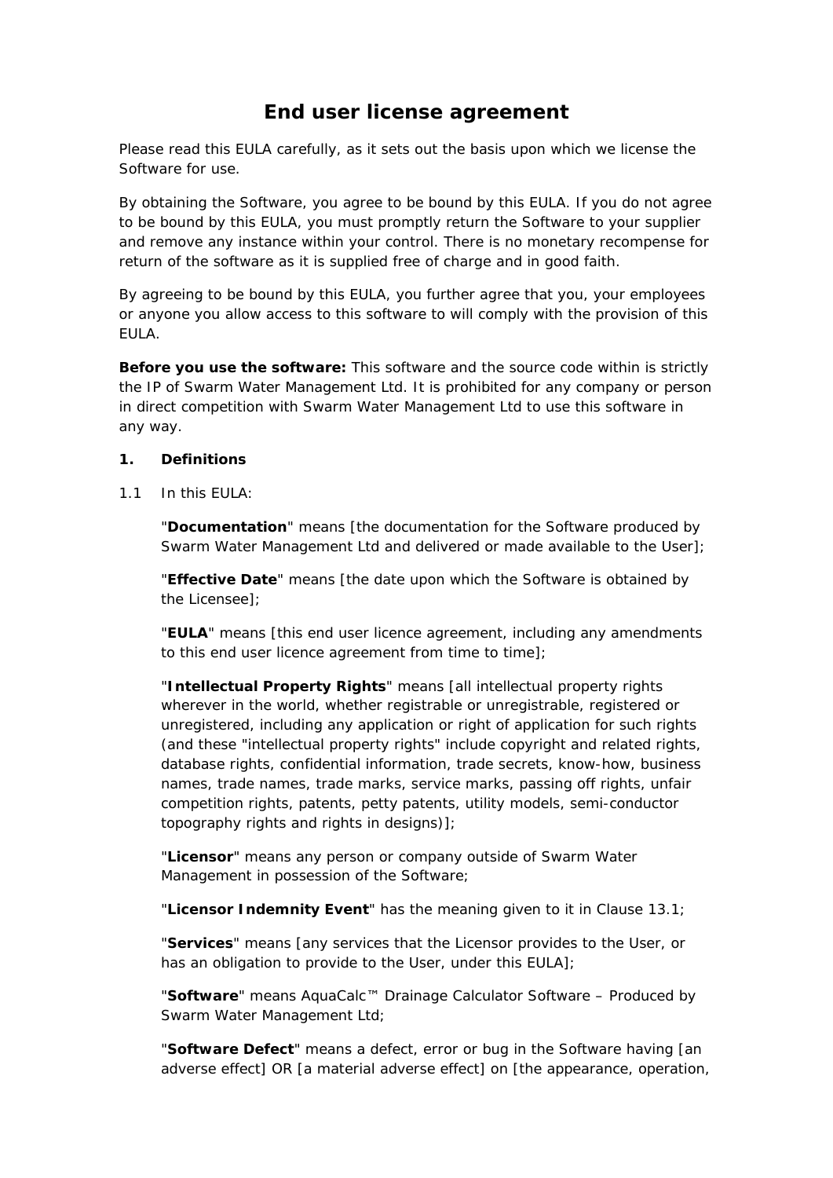# End user license agreement

Please read this EULA carefully, as it sets out the basis upon which we license the Software for use.

By obtaining the Software, you agree to be bound by this EULA. If you do not agree to be bound by this EULA, you must promptly return the Software to your supplier and remove any instance within your control. There is no monetary recompense for return of the software as it is supplied free of charge and in good faith.

By agreeing to be bound by this EULA, you further agree that you, your employees or anyone you allow access to this software to will comply with the provision of this EULA.

**Before you use the software:** This software and the source code within is strictly the IP of Swarm Water Management Ltd. It is prohibited for any company or person in direct competition with Swarm Water Management Ltd to use this software in any way.

**1. Definitions**

1.1 In this EULA:

"**Documentation**" means [the documentation for the Software produced by Swarm Water Management Ltd and delivered or made available to the User];

"**Effective Date**" means [the date upon which the Software is obtained by the Licensee];

"**EULA**" means [this end user licence agreement, including any amendments to this end user licence agreement from time to time];

"**Intellectual Property Rights**" means [all intellectual property rights wherever in the world, whether registrable or unregistrable, registered or unregistered, including any application or right of application for such rights (and these "intellectual property rights" include copyright and related rights, database rights, confidential information, trade secrets, know-how, business names, trade names, trade marks, service marks, passing off rights, unfair competition rights, patents, petty patents, utility models, semi-conductor topography rights and rights in designs)];

"**Licensor**" means any person or company outside of Swarm Water Management in possession of the Software;

"**Licensor Indemnity Event**" has the meaning given to it in Clause 13.1;

"**Services**" means [any services that the Licensor provides to the User, or has an obligation to provide to the User, under this EULA];

"**Software**" means AquaCalc™ Drainage Calculator Software – Produced by Swarm Water Management Ltd;

"**Software Defect**" means a defect, error or bug in the Software having [an adverse effect] OR [a material adverse effect] on [the appearance, operation,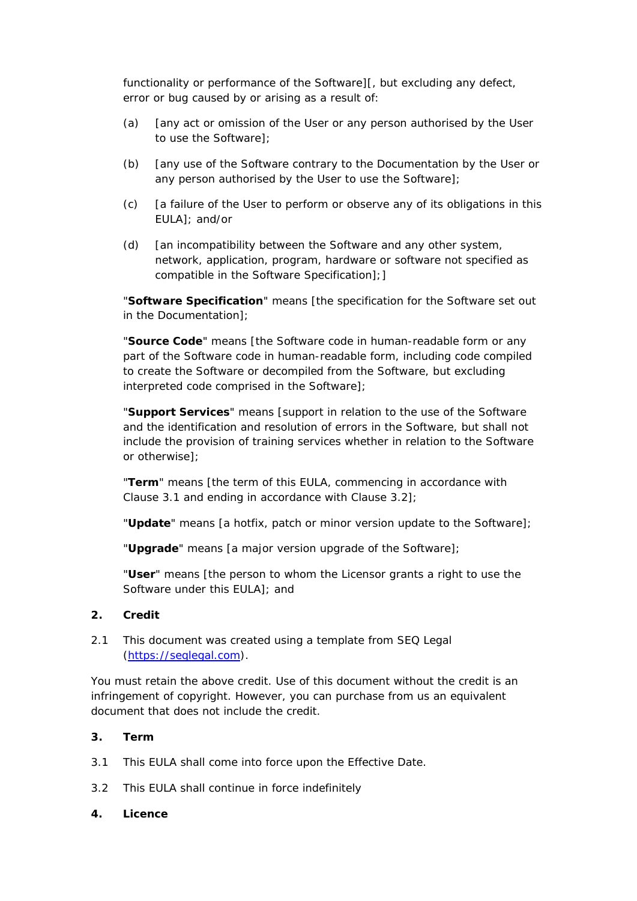functionality or performance of the Software][, but excluding any defect, error or bug caused by or arising as a result of:

(a) [any act or omission of the User or any person authorised by the User to use the Software];

(b) [any use of the Software contrary to the Documentation by the User or any person authorised by the User to use the Software];

(c) [a failure of the User to perform or observe any of its obligations in this EULA]; and/or

(d) [an incompatibility between the Software and any other system, network, application, program, hardware or software not specified as compatible in the Software Specification];]

"**Software Specification**" means [the specification for the Software set out in the Documentation];

"**Source Code**" means [the Software code in human-readable form or any part of the Software code in human-readable form, including code compiled to create the Software or decompiled from the Software, but excluding interpreted code comprised in the Software];

"**Support Services**" means [support in relation to the use of the Software and the identification and resolution of errors in the Software, but shall not include the provision of training services whether in relation to the Software or otherwise];

"**Term**" means [the term of this EULA, commencing in accordance with Clause 3.1 and ending in accordance with Clause 3.2];

"**Update**" means [a hotfix, patch or minor version update to the Software];

"**Upgrade**" means [a major version upgrade of the Software];

"**User**" means [the person to whom the Licensor grants a right to use the Software under this EULA]; and

## 2. Credit

2.1 This document was created using a template from SEQ Legal (https://seqlegal.com).

You must retain the above credit. Use of this document without the credit is an infringement of copyright. However, you can purchase from us an equivalent document that does not include the credit.

## 3. Term

3.1 This EULA shall come into force upon the Effective Date.

3.2 This EULA shall continue in force indefinitely

## 4. Licence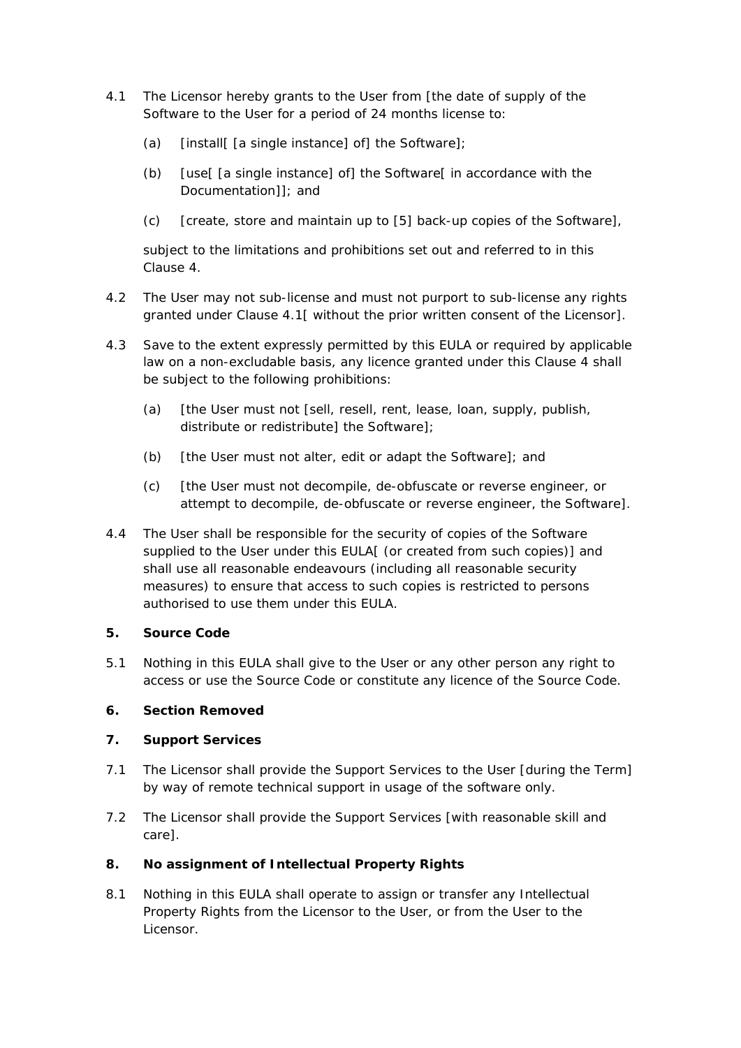4.1 The Licensor hereby grants to the User from [the date of supply of the Software to the User for a period of 24 months license to:

   (a) [install[ [a single instance] of] the Software];

   (b) [use[ [a single instance] of] the Software[ in accordance with the Documentation]]; and

   (c) [create, store and maintain up to [5] back-up copies of the Software],

   subject to the limitations and prohibitions set out and referred to in this Clause 4.

4.2 The User may not sub-license and must not purport to sub-license any rights granted under Clause 4.1[ without the prior written consent of the Licensor].

4.3 Save to the extent expressly permitted by this EULA or required by applicable law on a non-excludable basis, any licence granted under this Clause 4 shall be subject to the following prohibitions:

   (a) [the User must not [sell, resell, rent, lease, loan, supply, publish, distribute or redistribute] the Software];

   (b) [the User must not alter, edit or adapt the Software]; and

   (c) [the User must not decompile, de-obfuscate or reverse engineer, or attempt to decompile, de-obfuscate or reverse engineer, the Software].

4.4 The User shall be responsible for the security of copies of the Software supplied to the User under this EULA[ (or created from such copies)] and shall use all reasonable endeavours (including all reasonable security measures) to ensure that access to such copies is restricted to persons authorised to use them under this EULA.

**5. Source Code**

5.1 Nothing in this EULA shall give to the User or any other person any right to access or use the Source Code or constitute any licence of the Source Code.

**6. Section Removed**

**7. Support Services**

7.1 The Licensor shall provide the Support Services to the User [during the Term] by way of remote technical support in usage of the software only.

7.2 The Licensor shall provide the Support Services [with reasonable skill and care].

**8. No assignment of Intellectual Property Rights**

8.1 Nothing in this EULA shall operate to assign or transfer any Intellectual Property Rights from the Licensor to the User, or from the User to the Licensor.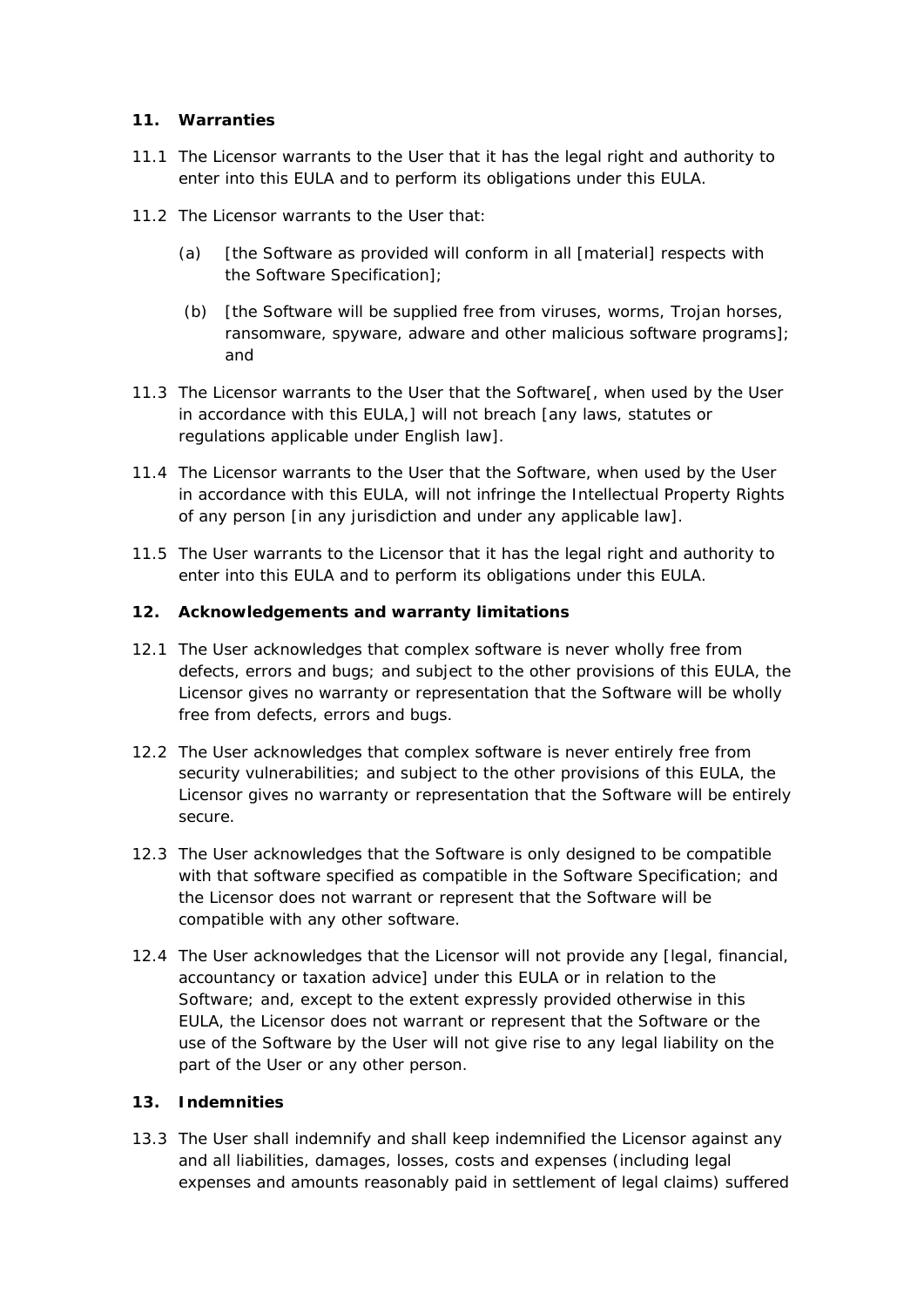## 11. Warranties

11.1 The Licensor warrants to the User that it has the legal right and authority to enter into this EULA and to perform its obligations under this EULA.

11.2 The Licensor warrants to the User that:

(a) [the Software as provided will conform in all [material] respects with the Software Specification];

(b) [the Software will be supplied free from viruses, worms, Trojan horses, ransomware, spyware, adware and other malicious software programs]; and

11.3 The Licensor warrants to the User that the Software[, when used by the User in accordance with this EULA,] will not breach [any laws, statutes or regulations applicable under English law].

11.4 The Licensor warrants to the User that the Software, when used by the User in accordance with this EULA, will not infringe the Intellectual Property Rights of any person [in any jurisdiction and under any applicable law].

11.5 The User warrants to the Licensor that it has the legal right and authority to enter into this EULA and to perform its obligations under this EULA.

## 12. Acknowledgements and warranty limitations

12.1 The User acknowledges that complex software is never wholly free from defects, errors and bugs; and subject to the other provisions of this EULA, the Licensor gives no warranty or representation that the Software will be wholly free from defects, errors and bugs.

12.2 The User acknowledges that complex software is never entirely free from security vulnerabilities; and subject to the other provisions of this EULA, the Licensor gives no warranty or representation that the Software will be entirely secure.

12.3 The User acknowledges that the Software is only designed to be compatible with that software specified as compatible in the Software Specification; and the Licensor does not warrant or represent that the Software will be compatible with any other software.

12.4 The User acknowledges that the Licensor will not provide any [legal, financial, accountancy or taxation advice] under this EULA or in relation to the Software; and, except to the extent expressly provided otherwise in this EULA, the Licensor does not warrant or represent that the Software or the use of the Software by the User will not give rise to any legal liability on the part of the User or any other person.

## 13. Indemnities

13.3 The User shall indemnify and shall keep indemnified the Licensor against any and all liabilities, damages, losses, costs and expenses (including legal expenses and amounts reasonably paid in settlement of legal claims) suffered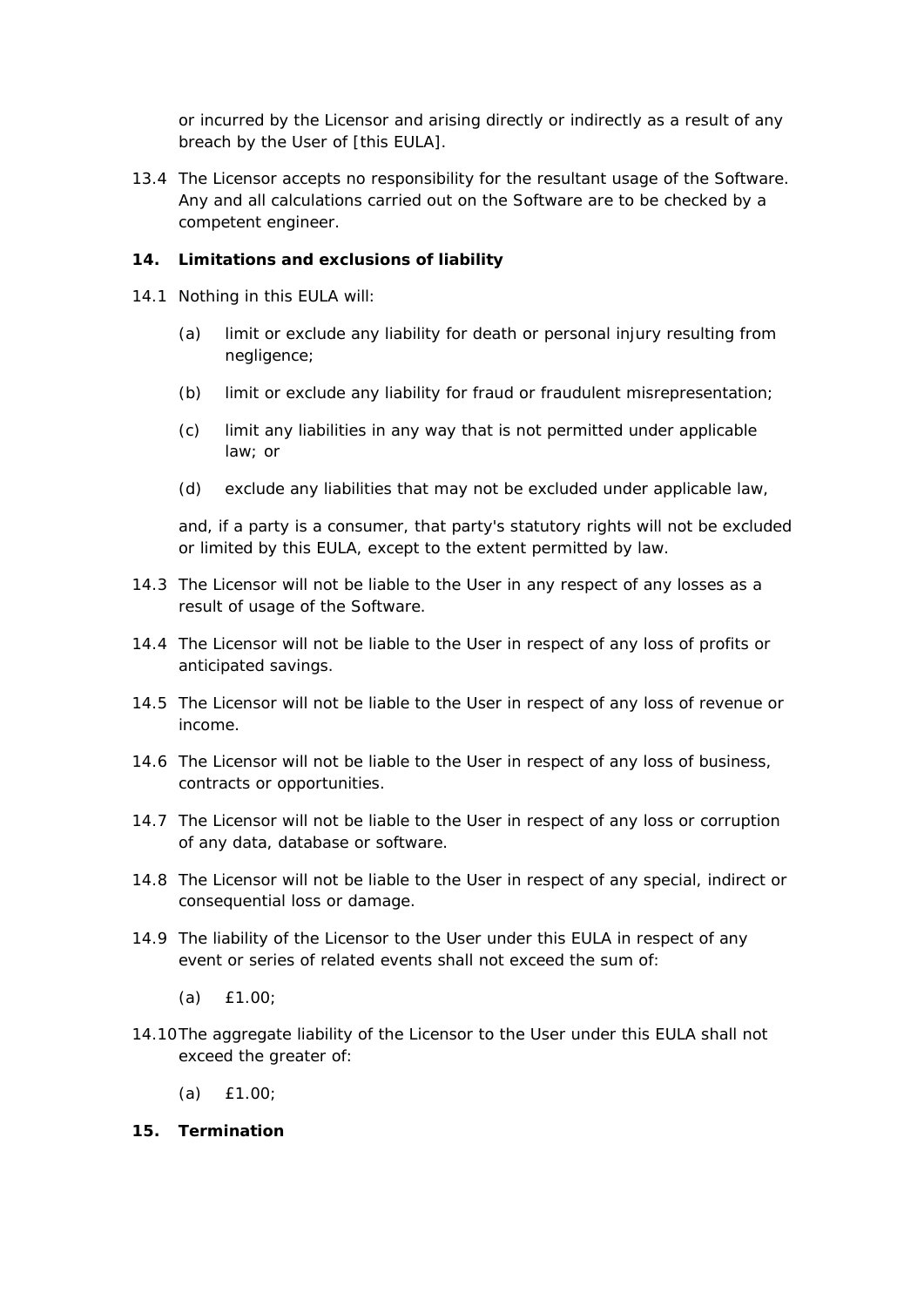or incurred by the Licensor and arising directly or indirectly as a result of any breach by the User of [this EULA].

13.4 The Licensor accepts no responsibility for the resultant usage of the Software. Any and all calculations carried out on the Software are to be checked by a competent engineer.

**14. Limitations and exclusions of liability**

14.1 Nothing in this EULA will:

(a) limit or exclude any liability for death or personal injury resulting from negligence;

(b) limit or exclude any liability for fraud or fraudulent misrepresentation;

(c) limit any liabilities in any way that is not permitted under applicable law; or

(d) exclude any liabilities that may not be excluded under applicable law,

and, if a party is a consumer, that party's statutory rights will not be excluded or limited by this EULA, except to the extent permitted by law.

14.3 The Licensor will not be liable to the User in any respect of any losses as a result of usage of the Software.

14.4 The Licensor will not be liable to the User in respect of any loss of profits or anticipated savings.

14.5 The Licensor will not be liable to the User in respect of any loss of revenue or income.

14.6 The Licensor will not be liable to the User in respect of any loss of business, contracts or opportunities.

14.7 The Licensor will not be liable to the User in respect of any loss or corruption of any data, database or software.

14.8 The Licensor will not be liable to the User in respect of any special, indirect or consequential loss or damage.

14.9 The liability of the Licensor to the User under this EULA in respect of any event or series of related events shall not exceed the sum of:

(a) £1.00;

14.10 The aggregate liability of the Licensor to the User under this EULA shall not exceed the greater of:

(a) £1.00;

**15. Termination**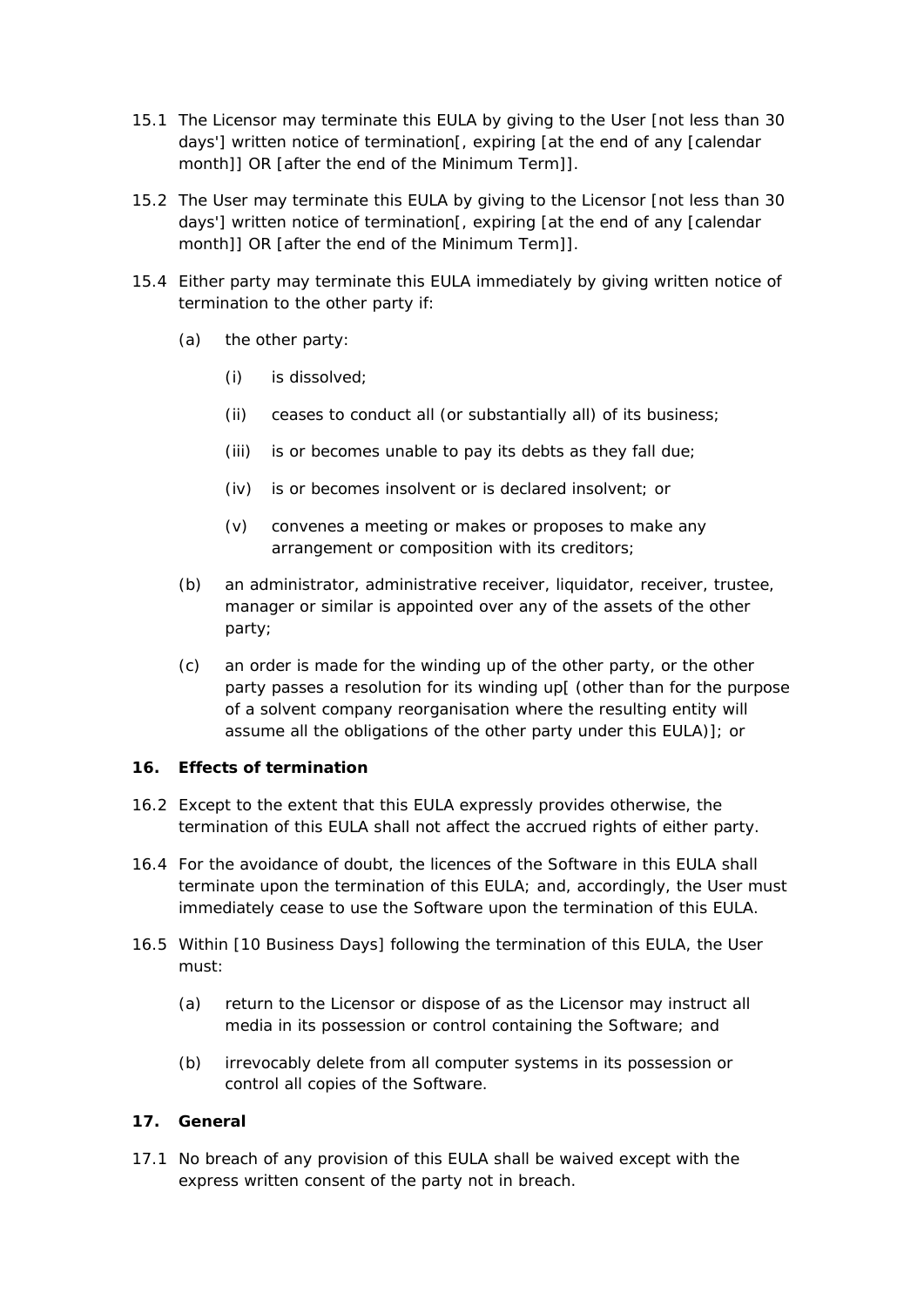15.1 The Licensor may terminate this EULA by giving to the User [not less than 30 days'] written notice of termination[, expiring [at the end of any [calendar month]] OR [after the end of the Minimum Term]].

15.2 The User may terminate this EULA by giving to the Licensor [not less than 30 days'] written notice of termination[, expiring [at the end of any [calendar month]] OR [after the end of the Minimum Term]].

15.4 Either party may terminate this EULA immediately by giving written notice of termination to the other party if:

(a) the other party:

(i) is dissolved;

(ii) ceases to conduct all (or substantially all) of its business;

(iii) is or becomes unable to pay its debts as they fall due;

(iv) is or becomes insolvent or is declared insolvent; or

(v) convenes a meeting or makes or proposes to make any arrangement or composition with its creditors;

(b) an administrator, administrative receiver, liquidator, receiver, trustee, manager or similar is appointed over any of the assets of the other party;

(c) an order is made for the winding up of the other party, or the other party passes a resolution for its winding up[ (other than for the purpose of a solvent company reorganisation where the resulting entity will assume all the obligations of the other party under this EULA)]; or

## 16. Effects of termination

16.2 Except to the extent that this EULA expressly provides otherwise, the termination of this EULA shall not affect the accrued rights of either party.

16.4 For the avoidance of doubt, the licences of the Software in this EULA shall terminate upon the termination of this EULA; and, accordingly, the User must immediately cease to use the Software upon the termination of this EULA.

16.5 Within [10 Business Days] following the termination of this EULA, the User must:

(a) return to the Licensor or dispose of as the Licensor may instruct all media in its possession or control containing the Software; and

(b) irrevocably delete from all computer systems in its possession or control all copies of the Software.

## 17. General

17.1 No breach of any provision of this EULA shall be waived except with the express written consent of the party not in breach.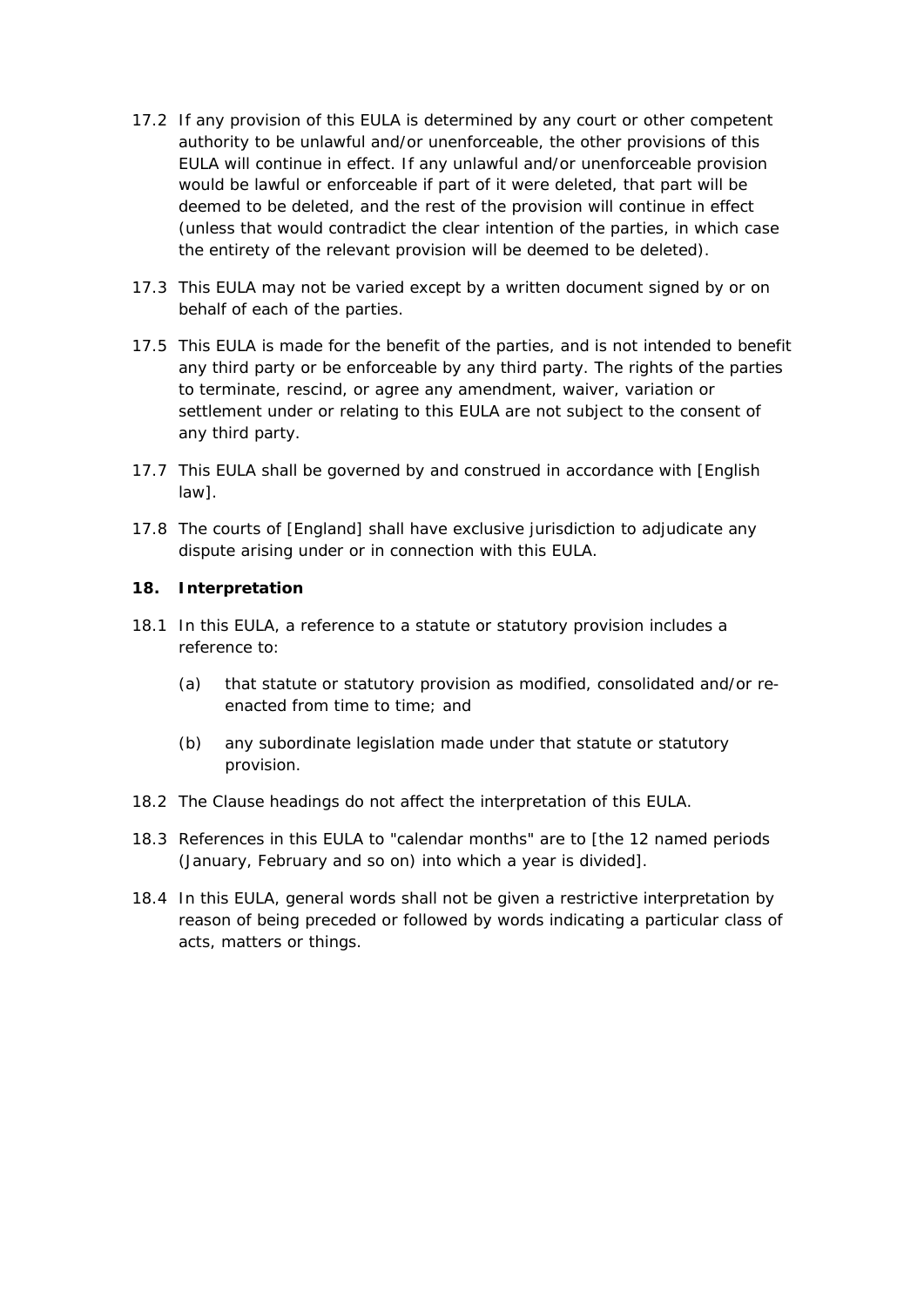17.2 If any provision of this EULA is determined by any court or other competent authority to be unlawful and/or unenforceable, the other provisions of this EULA will continue in effect. If any unlawful and/or unenforceable provision would be lawful or enforceable if part of it were deleted, that part will be deemed to be deleted, and the rest of the provision will continue in effect (unless that would contradict the clear intention of the parties, in which case the entirety of the relevant provision will be deemed to be deleted).

17.3 This EULA may not be varied except by a written document signed by or on behalf of each of the parties.

17.5 This EULA is made for the benefit of the parties, and is not intended to benefit any third party or be enforceable by any third party. The rights of the parties to terminate, rescind, or agree any amendment, waiver, variation or settlement under or relating to this EULA are not subject to the consent of any third party.

17.7 This EULA shall be governed by and construed in accordance with [English law].

17.8 The courts of [England] shall have exclusive jurisdiction to adjudicate any dispute arising under or in connection with this EULA.

**18. Interpretation**

18.1 In this EULA, a reference to a statute or statutory provision includes a reference to:

(a) that statute or statutory provision as modified, consolidated and/or re-enacted from time to time; and

(b) any subordinate legislation made under that statute or statutory provision.

18.2 The Clause headings do not affect the interpretation of this EULA.

18.3 References in this EULA to "calendar months" are to [the 12 named periods (January, February and so on) into which a year is divided].

18.4 In this EULA, general words shall not be given a restrictive interpretation by reason of being preceded or followed by words indicating a particular class of acts, matters or things.